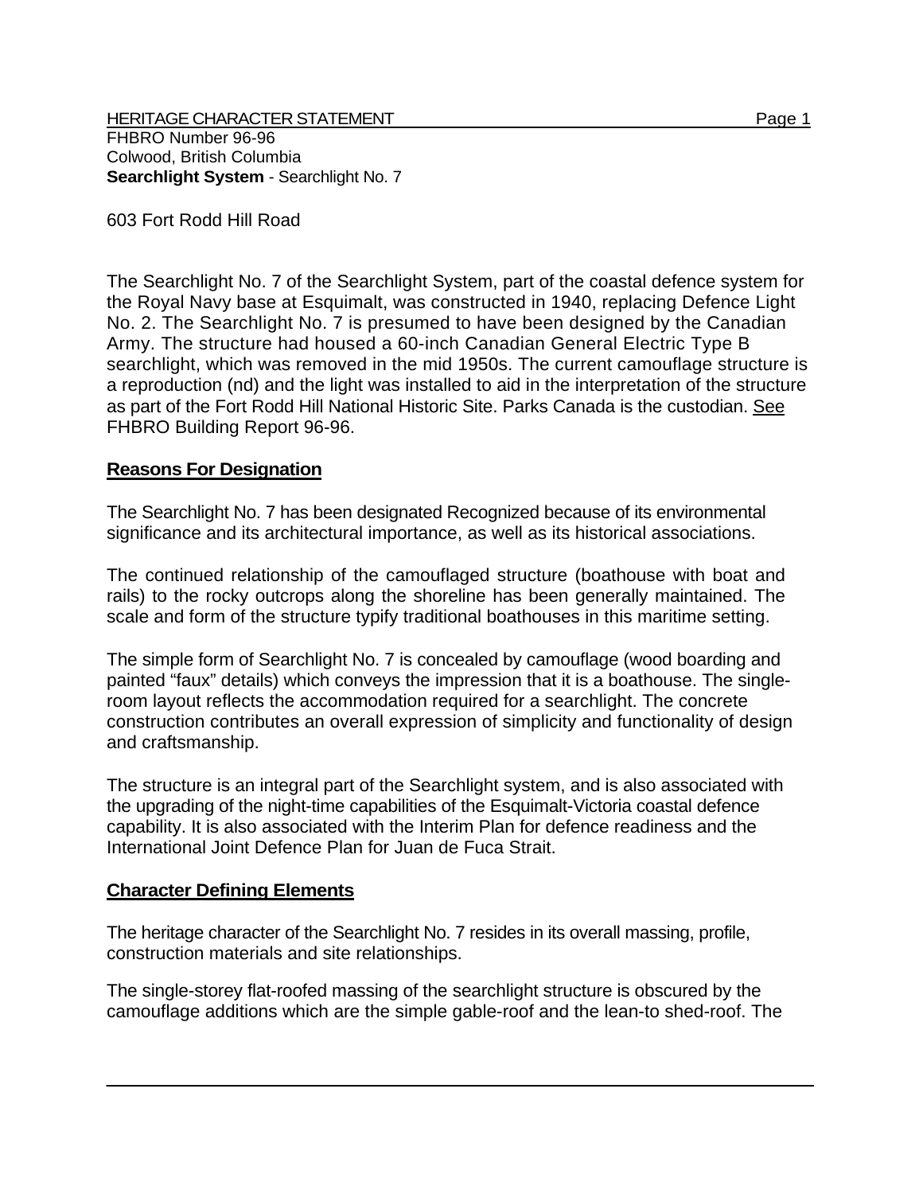FHBRO Number 96-96
Colwood, British Columbia
**Searchlight System** - Searchlight No. 7

603 Fort Rodd Hill Road

The Searchlight No. 7 of the Searchlight System, part of the coastal defence system for the Royal Navy base at Esquimalt, was constructed in 1940, replacing Defence Light No. 2. The Searchlight No. 7 is presumed to have been designed by the Canadian Army. The structure had housed a 60-inch Canadian General Electric Type B searchlight, which was removed in the mid 1950s. The current camouflage structure is a reproduction (nd) and the light was installed to aid in the interpretation of the structure as part of the Fort Rodd Hill National Historic Site. Parks Canada is the custodian. See FHBRO Building Report 96-96.

## Reasons For Designation

The Searchlight No. 7 has been designated Recognized because of its environmental significance and its architectural importance, as well as its historical associations.

The continued relationship of the camouflaged structure (boathouse with boat and rails) to the rocky outcrops along the shoreline has been generally maintained. The scale and form of the structure typify traditional boathouses in this maritime setting.

The simple form of Searchlight No. 7 is concealed by camouflage (wood boarding and painted "faux" details) which conveys the impression that it is a boathouse. The single-room layout reflects the accommodation required for a searchlight. The concrete construction contributes an overall expression of simplicity and functionality of design and craftsmanship.

The structure is an integral part of the Searchlight system, and is also associated with the upgrading of the night-time capabilities of the Esquimalt-Victoria coastal defence capability. It is also associated with the Interim Plan for defence readiness and the International Joint Defence Plan for Juan de Fuca Strait.

## Character Defining Elements

The heritage character of the Searchlight No. 7 resides in its overall massing, profile, construction materials and site relationships.

The single-storey flat-roofed massing of the searchlight structure is obscured by the camouflage additions which are the simple gable-roof and the lean-to shed-roof. The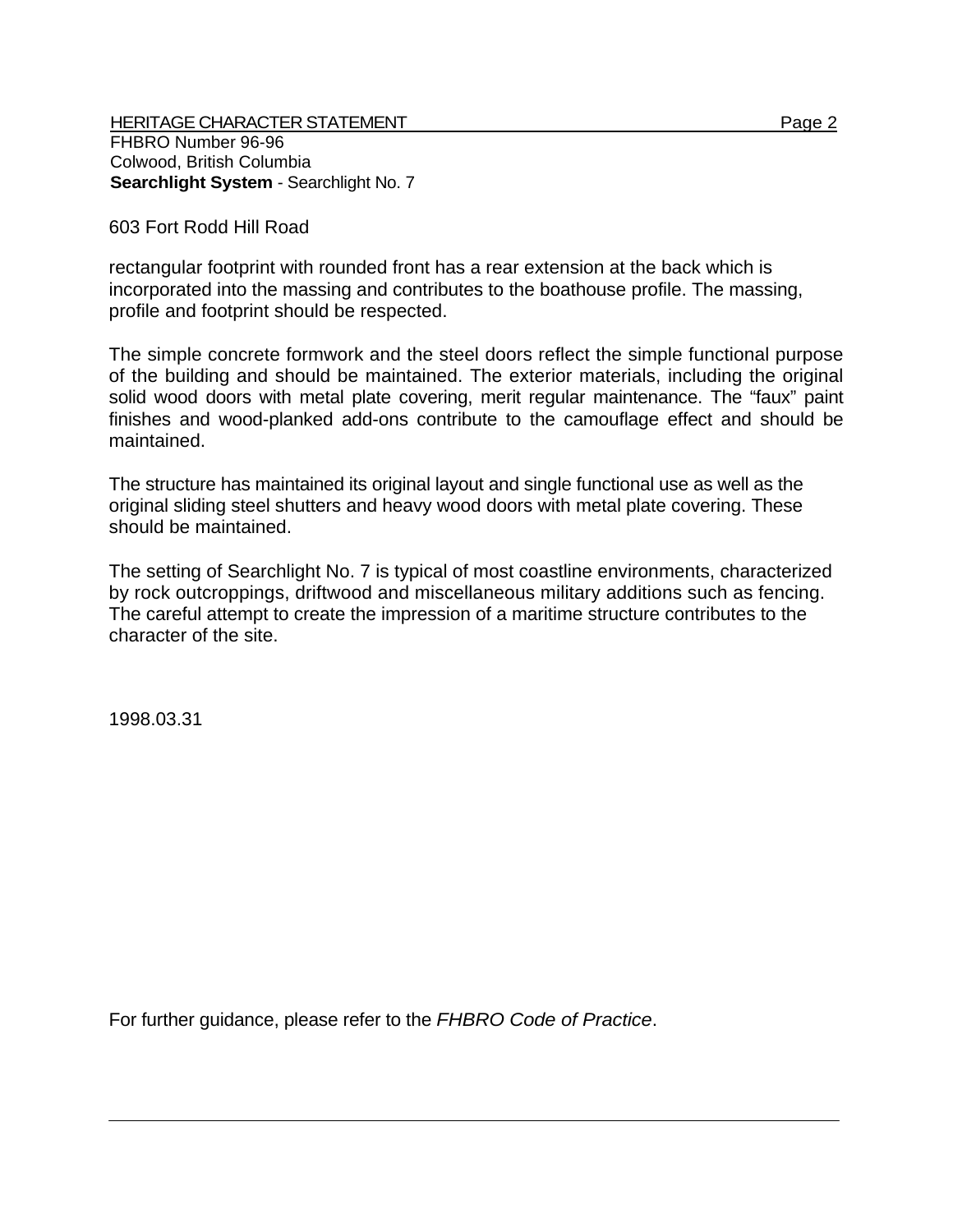603 Fort Rodd Hill Road

rectangular footprint with rounded front has a rear extension at the back which is incorporated into the massing and contributes to the boathouse profile. The massing, profile and footprint should be respected.

The simple concrete formwork and the steel doors reflect the simple functional purpose of the building and should be maintained. The exterior materials, including the original solid wood doors with metal plate covering, merit regular maintenance. The "faux" paint finishes and wood-planked add-ons contribute to the camouflage effect and should be maintained.

The structure has maintained its original layout and single functional use as well as the original sliding steel shutters and heavy wood doors with metal plate covering. These should be maintained.

The setting of Searchlight No. 7 is typical of most coastline environments, characterized by rock outcroppings, driftwood and miscellaneous military additions such as fencing. The careful attempt to create the impression of a maritime structure contributes to the character of the site.

1998.03.31

For further guidance, please refer to the *FHBRO Code of Practice*.